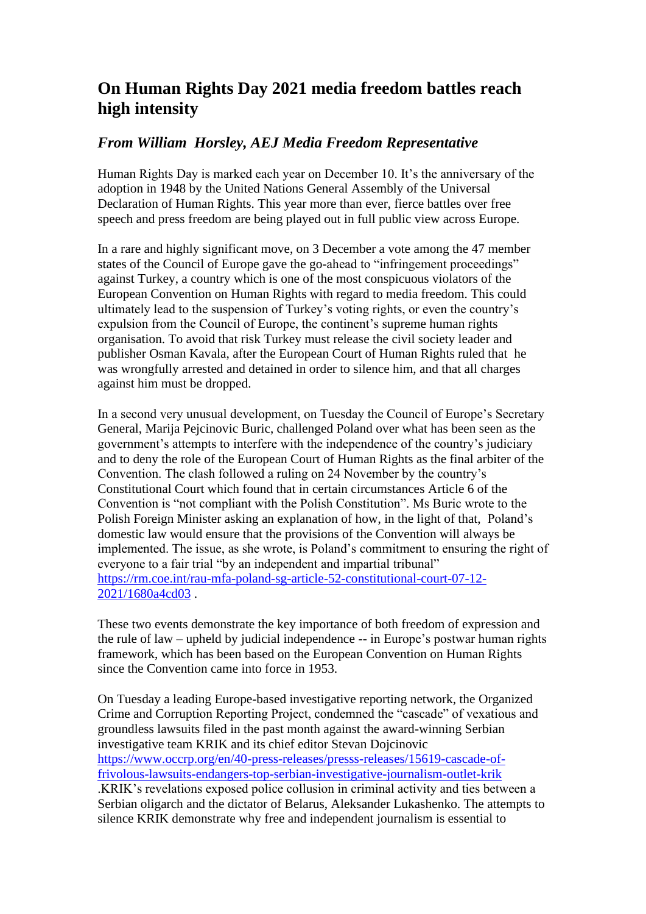# On Human Rights Day 2021 media freedom battles reach high intensity

### *From William Horsley, AEJ Media Freedom Representative*

Human Rights Day is marked each year on December 10. It's the anniversary of the adoption in 1948 by the United Nations General Assembly of the Universal Declaration of Human Rights. This year more than ever, fierce battles over free speech and press freedom are being played out in full public view across Europe.

In a rare and highly significant move, on 3 December a vote among the 47 member states of the Council of Europe gave the go-ahead to "infringement proceedings" against Turkey, a country which is one of the most conspicuous violators of the European Convention on Human Rights with regard to media freedom. This could ultimately lead to the suspension of Turkey's voting rights, or even the country's expulsion from the Council of Europe, the continent's supreme human rights organisation. To avoid that risk Turkey must release the civil society leader and publisher Osman Kavala, after the European Court of Human Rights ruled that he was wrongfully arrested and detained in order to silence him, and that all charges against him must be dropped.

In a second very unusual development, on Tuesday the Council of Europe's Secretary General, Marija Pejcinovic Buric, challenged Poland over what has been seen as the government's attempts to interfere with the independence of the country's judiciary and to deny the role of the European Court of Human Rights as the final arbiter of the Convention. The clash followed a ruling on 24 November by the country's Constitutional Court which found that in certain circumstances Article 6 of the Convention is "not compliant with the Polish Constitution". Ms Buric wrote to the Polish Foreign Minister asking an explanation of how, in the light of that, Poland's domestic law would ensure that the provisions of the Convention will always be implemented. The issue, as she wrote, is Poland's commitment to ensuring the right of everyone to a fair trial "by an independent and impartial tribunal" [https://rm.coe.int/rau-mfa-poland-sg-article-52-constitutional-court-07-12-2021/1680a4cd03](https://rm.coe.int/rau-mfa-poland-sg-article-52-constitutional-court-07-12-2021/1680a4cd03) .

These two events demonstrate the key importance of both freedom of expression and the rule of law – upheld by judicial independence -- in Europe's postwar human rights framework, which has been based on the European Convention on Human Rights since the Convention came into force in 1953.

On Tuesday a leading Europe-based investigative reporting network, the Organized Crime and Corruption Reporting Project, condemned the "cascade" of vexatious and groundless lawsuits filed in the past month against the award-winning Serbian investigative team KRIK and its chief editor Stevan Dojcinovic [https://www.occrp.org/en/40-press-releases/presss-releases/15619-cascade-of-frivolous-lawsuits-endangers-top-serbian-investigative-journalism-outlet-krik](https://www.occrp.org/en/40-press-releases/presss-releases/15619-cascade-of-frivolous-lawsuits-endangers-top-serbian-investigative-journalism-outlet-krik) .KRIK's revelations exposed police collusion in criminal activity and ties between a Serbian oligarch and the dictator of Belarus, Aleksander Lukashenko. The attempts to silence KRIK demonstrate why free and independent journalism is essential to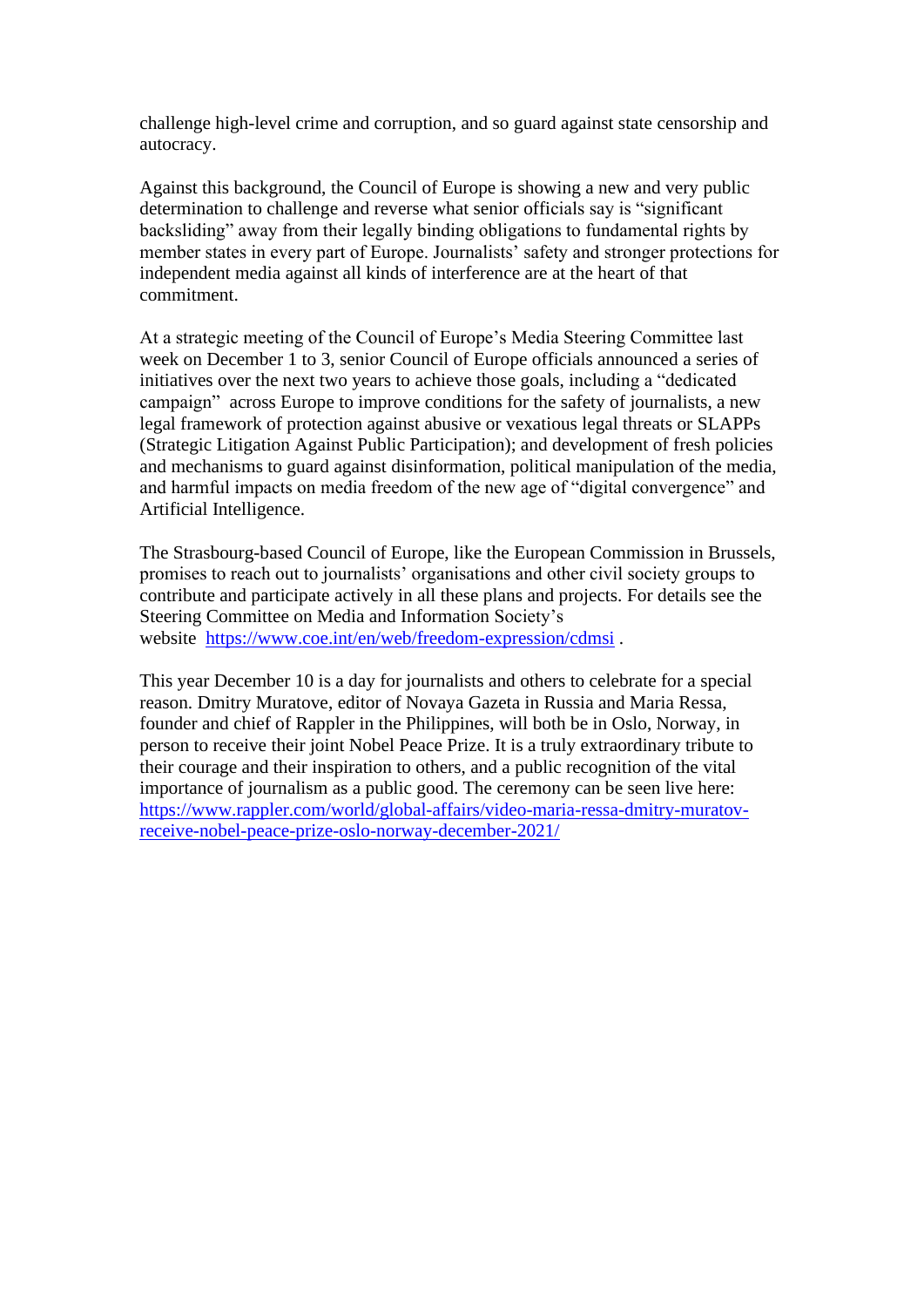challenge high-level crime and corruption, and so guard against state censorship and autocracy.

Against this background, the Council of Europe is showing a new and very public determination to challenge and reverse what senior officials say is "significant backsliding" away from their legally binding obligations to fundamental rights by member states in every part of Europe. Journalists' safety and stronger protections for independent media against all kinds of interference are at the heart of that commitment.

At a strategic meeting of the Council of Europe's Media Steering Committee last week on December 1 to 3, senior Council of Europe officials announced a series of initiatives over the next two years to achieve those goals, including a "dedicated campaign" across Europe to improve conditions for the safety of journalists, a new legal framework of protection against abusive or vexatious legal threats or SLAPPs (Strategic Litigation Against Public Participation); and development of fresh policies and mechanisms to guard against disinformation, political manipulation of the media, and harmful impacts on media freedom of the new age of "digital convergence" and Artificial Intelligence.

The Strasbourg-based Council of Europe, like the European Commission in Brussels, promises to reach out to journalists' organisations and other civil society groups to contribute and participate actively in all these plans and projects. For details see the Steering Committee on Media and Information Society's website [https://www.coe.int/en/web/freedom-expression/cdmsi](https://www.coe.int/en/web/freedom-expression/cdmsi) .

This year December 10 is a day for journalists and others to celebrate for a special reason. Dmitry Muratove, editor of Novaya Gazeta in Russia and Maria Ressa, founder and chief of Rappler in the Philippines, will both be in Oslo, Norway, in person to receive their joint Nobel Peace Prize. It is a truly extraordinary tribute to their courage and their inspiration to others, and a public recognition of the vital importance of journalism as a public good. The ceremony can be seen live here: [https://www.rappler.com/world/global-affairs/video-maria-ressa-dmitry-muratov-receive-nobel-peace-prize-oslo-norway-december-2021/](https://www.rappler.com/world/global-affairs/video-maria-ressa-dmitry-muratov-receive-nobel-peace-prize-oslo-norway-december-2021/)